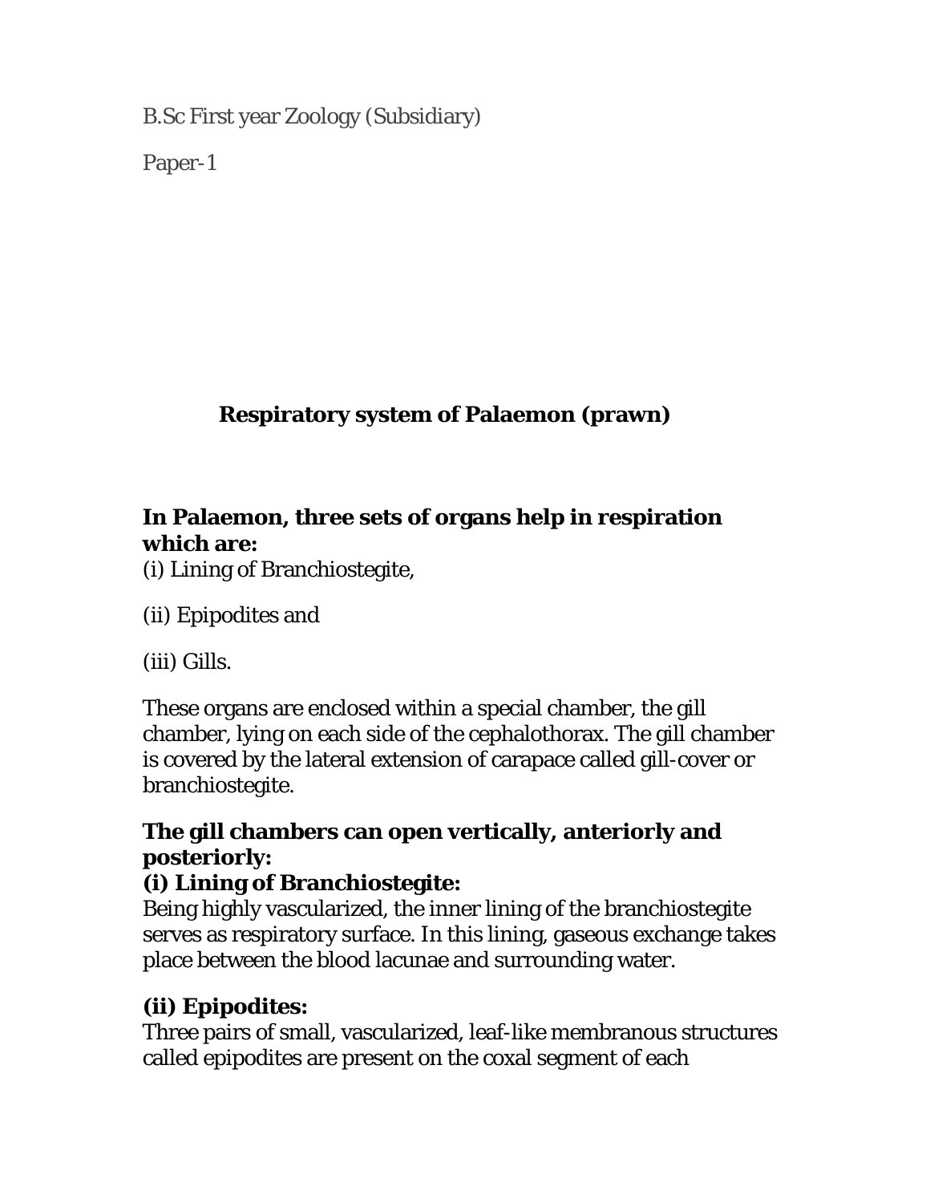B.Sc First year Zoology (Subsidiary)

Paper-1

## Respiratory system of Palaemon (prawn)

**In Palaemon, three sets of organs help in respiration which are:**

(i) Lining of Branchiostegite,

(ii) Epipodites and

(iii) Gills.

These organs are enclosed within a special chamber, the gill chamber, lying on each side of the cephalothorax. The gill chamber is covered by the lateral extension of carapace called gill-cover or branchiostegite.

**The gill chambers can open vertically, anteriorly and posteriorly:**

**(i) Lining of Branchiostegite:**

Being highly vascularized, the inner lining of the branchiostegite serves as respiratory surface. In this lining, gaseous exchange takes place between the blood lacunae and surrounding water.

**(ii) Epipodites:**

Three pairs of small, vascularized, leaf-like membranous structures called epipodites are present on the coxal segment of each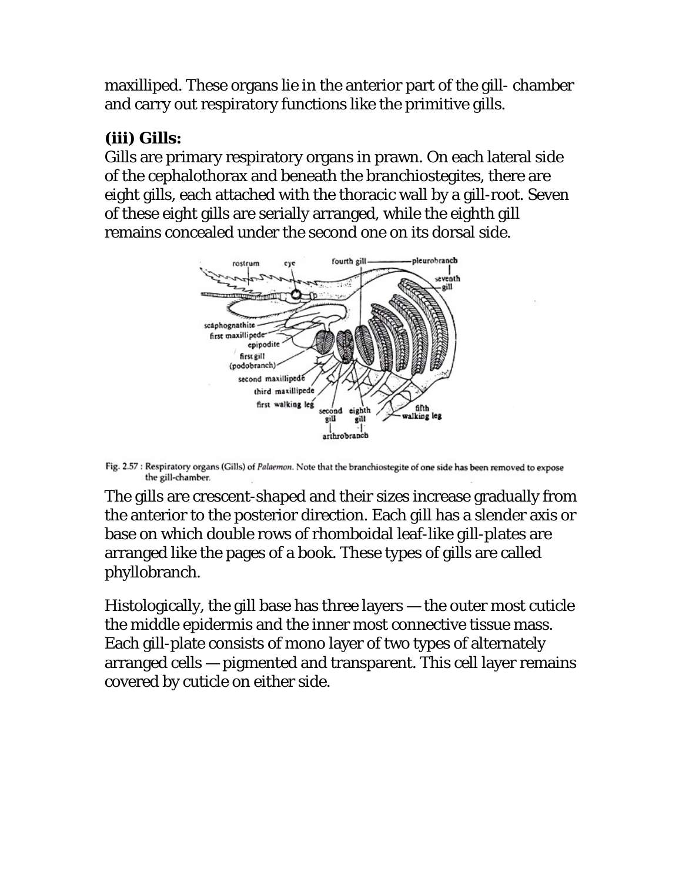maxilliped. These organs lie in the anterior part of the gill- chamber and carry out respiratory functions like the primitive gills.

### (iii) Gills:

Gills are primary respiratory organs in prawn. On each lateral side of the cephalothorax and beneath the branchiostegites, there are eight gills, each attached with the thoracic wall by a gill-root. Seven of these eight gills are serially arranged, while the eighth gill remains concealed under the second one on its dorsal side.

Fig. 2.57 : Respiratory organs (Gills) of *Palaemon*. Note that the branchiostegite of one side has been removed to expose the gill-chamber.

The gills are crescent-shaped and their sizes increase gradually from the anterior to the posterior direction. Each gill has a slender axis or base on which double rows of rhomboidal leaf-like gill-plates are arranged like the pages of a book. These types of gills are called phyllobranch.

Histologically, the gill base has three layers — the outer most cuticle the middle epidermis and the inner most connective tissue mass. Each gill-plate consists of mono layer of two types of alternately arranged cells — pigmented and transparent. This cell layer remains covered by cuticle on either side.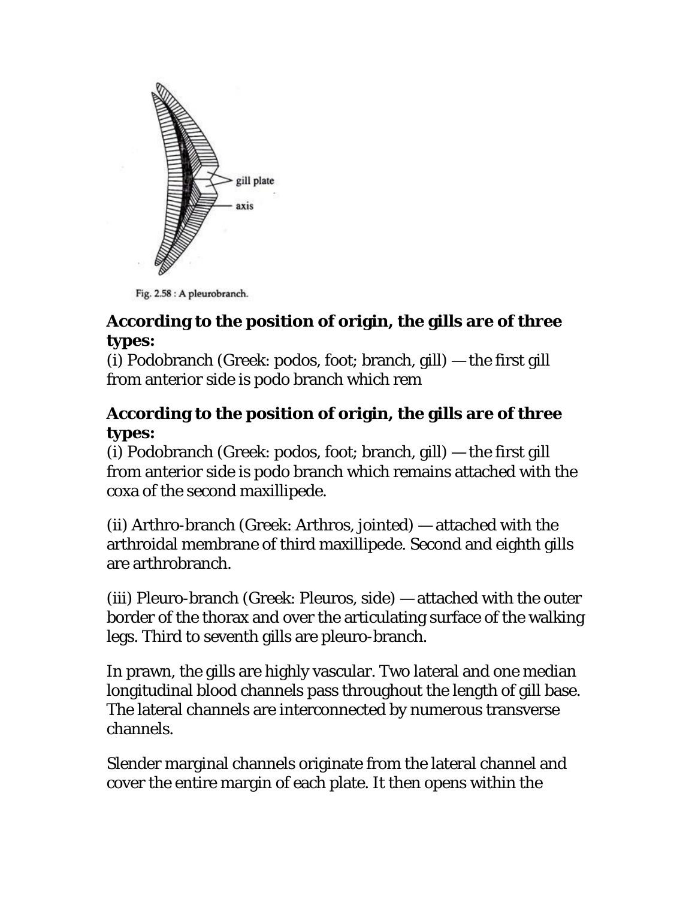Fig. 2.58 : A pleurobranch.

**According to the position of origin, the gills are of three types:**
(i) Podobranch (Greek: podos, foot; branch, gill) — the first gill from anterior side is podo branch which rem

**According to the position of origin, the gills are of three types:**
(i) Podobranch (Greek: podos, foot; branch, gill) — the first gill from anterior side is podo branch which remains attached with the coxa of the second maxillipede.

(ii) Arthro-branch (Greek: Arthros, jointed) — attached with the arthroidal membrane of third maxillipede. Second and eighth gills are arthrobranch.

(iii) Pleuro-branch (Greek: Pleuros, side) — attached with the outer border of the thorax and over the articulating surface of the walking legs. Third to seventh gills are pleuro-branch.

In prawn, the gills are highly vascular. Two lateral and one median longitudinal blood channels pass throughout the length of gill base. The lateral channels are interconnected by numerous transverse channels.

Slender marginal channels originate from the lateral channel and cover the entire margin of each plate. It then opens within the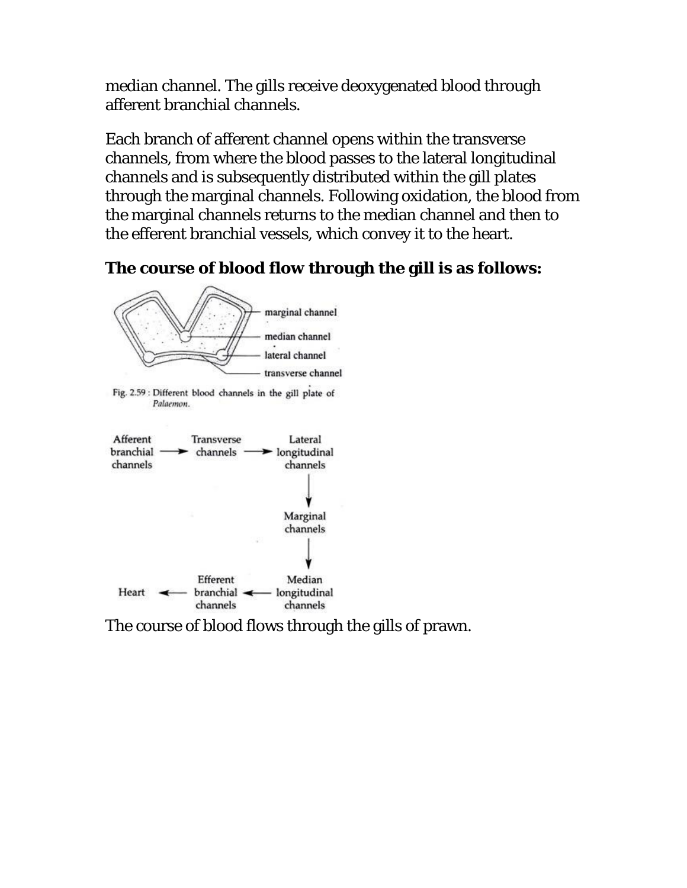median channel. The gills receive deoxygenated blood through afferent branchial channels.

Each branch of afferent channel opens within the transverse channels, from where the blood passes to the lateral longitudinal channels and is subsequently distributed within the gill plates through the marginal channels. Following oxidation, the blood from the marginal channels returns to the median channel and then to the efferent branchial vessels, which convey it to the heart.

**The course of blood flow through the gill is as follows:**

marginal channel

median channel

lateral channel

transverse channel

Fig. 2.59 : Different blood channels in the gill plate of *Palaemon*.

Afferent branchial channels → Transverse channels → Lateral longitudinal channels → Marginal channels → Median longitudinal channels → Efferent branchial channels → Heart

The course of blood flows through the gills of prawn.